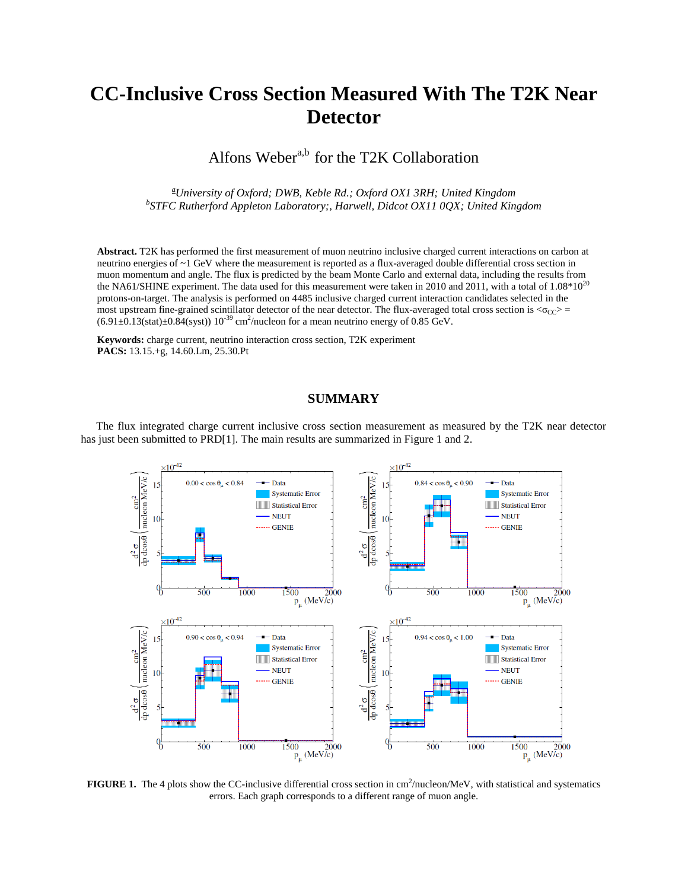# CC-Inclusive Cross Section Measured With The T2K Near Detector

Alfons Weber[a,b] for the T2K Collaboration

[a] *University of Oxford; DWB, Keble Rd.; Oxford OX1 3RH; United Kingdom*
[b] *STFC Rutherford Appleton Laboratory;, Harwell, Didcot OX11 0QX; United Kingdom*

**Abstract.** T2K has performed the first measurement of muon neutrino inclusive charged current interactions on carbon at neutrino energies of ~1 GeV where the measurement is reported as a flux-averaged double differential cross section in muon momentum and angle. The flux is predicted by the beam Monte Carlo and external data, including the results from the NA61/SHINE experiment. The data used for this measurement were taken in 2010 and 2011, with a total of $1.08 \times 10^{20}$ protons-on-target. The analysis is performed on 4485 inclusive charged current interaction candidates selected in the most upstream fine-grained scintillator detector of the near detector. The flux-averaged total cross section is $\langle\sigma_{CC}\rangle = (6.91 \pm 0.13(\text{stat}) \pm 0.84(\text{syst}))\ 10^{-39}\ \text{cm}^2/\text{nucleon}$ for a mean neutrino energy of 0.85 GeV.

**Keywords:** charge current, neutrino interaction cross section, T2K experiment
**PACS:** 13.15.+g, 14.60.Lm, 25.30.Pt

## SUMMARY

The flux integrated charge current inclusive cross section measurement as measured by the T2K near detector has just been submitted to PRD[1]. The main results are summarized in Figure 1 and 2.

**FIGURE 1.** The 4 plots show the CC-inclusive differential cross section in $\text{cm}^2$/nucleon/MeV, with statistical and systematics errors. Each graph corresponds to a different range of muon angle.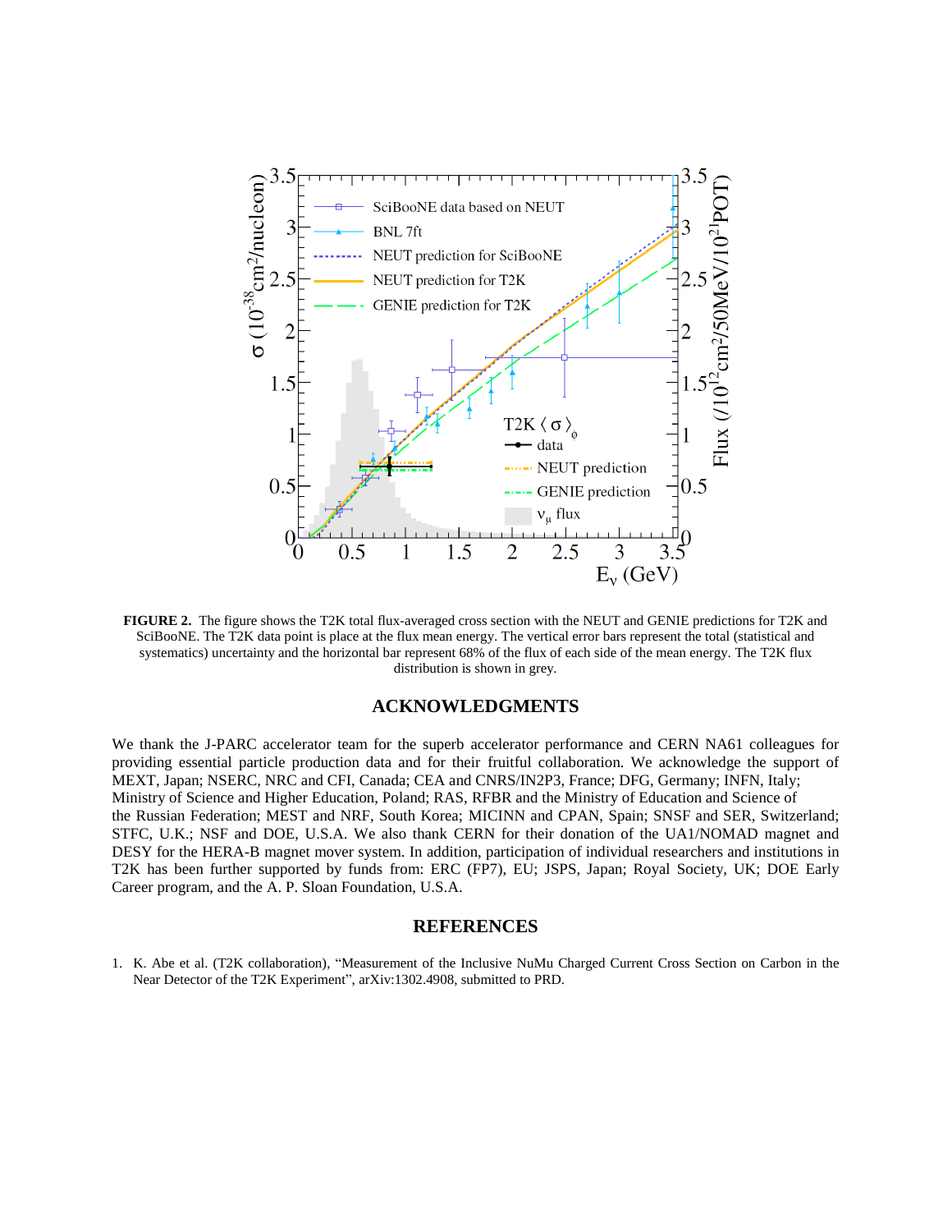σ (10^-38 cm^2/nucleon)

Flux (/10^12 cm^2/50MeV/10^21 POT)

$E_\nu$ (GeV)

0, 0.5, 1, 1.5, 2, 2.5, 3, 3.5

SciBooNE data based on NEUT

BNL 7ft

NEUT prediction for SciBooNE

NEUT prediction for T2K

GENIE prediction for T2K

T2K $\langle \sigma \rangle_\phi$

data

NEUT prediction

GENIE prediction

$\nu_\mu$ flux

**FIGURE 2.** The figure shows the T2K total flux-averaged cross section with the NEUT and GENIE predictions for T2K and SciBooNE. The T2K data point is place at the flux mean energy. The vertical error bars represent the total (statistical and systematics) uncertainty and the horizontal bar represent 68% of the flux of each side of the mean energy. The T2K flux distribution is shown in grey.

## ACKNOWLEDGMENTS

We thank the J-PARC accelerator team for the superb accelerator performance and CERN NA61 colleagues for providing essential particle production data and for their fruitful collaboration. We acknowledge the support of MEXT, Japan; NSERC, NRC and CFI, Canada; CEA and CNRS/IN2P3, France; DFG, Germany; INFN, Italy; Ministry of Science and Higher Education, Poland; RAS, RFBR and the Ministry of Education and Science of the Russian Federation; MEST and NRF, South Korea; MICINN and CPAN, Spain; SNSF and SER, Switzerland; STFC, U.K.; NSF and DOE, U.S.A. We also thank CERN for their donation of the UA1/NOMAD magnet and DESY for the HERA-B magnet mover system. In addition, participation of individual researchers and institutions in T2K has been further supported by funds from: ERC (FP7), EU; JSPS, Japan; Royal Society, UK; DOE Early Career program, and the A. P. Sloan Foundation, U.S.A.

## REFERENCES

1. K. Abe et al. (T2K collaboration), "Measurement of the Inclusive NuMu Charged Current Cross Section on Carbon in the Near Detector of the T2K Experiment", arXiv:1302.4908, submitted to PRD.